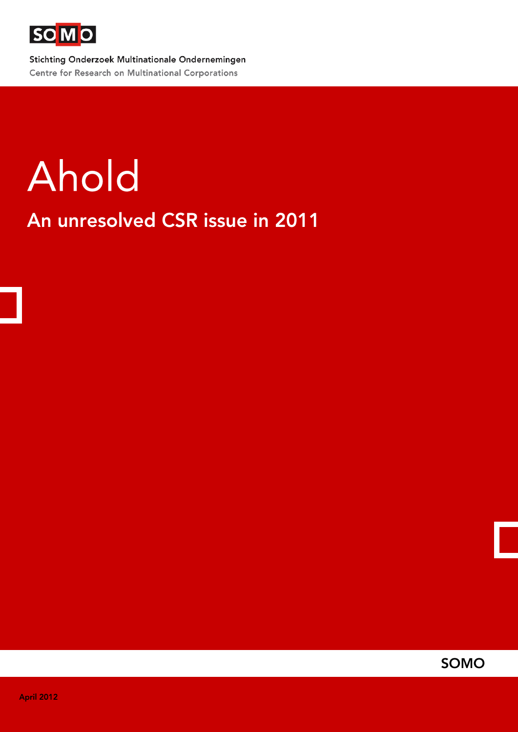SOMO

Stichting Onderzoek Multinationale Ondernemingen

Centre for Research on Multinational Corporations

# Ahold

## An unresolved CSR issue in 2011

SOMO

April 2012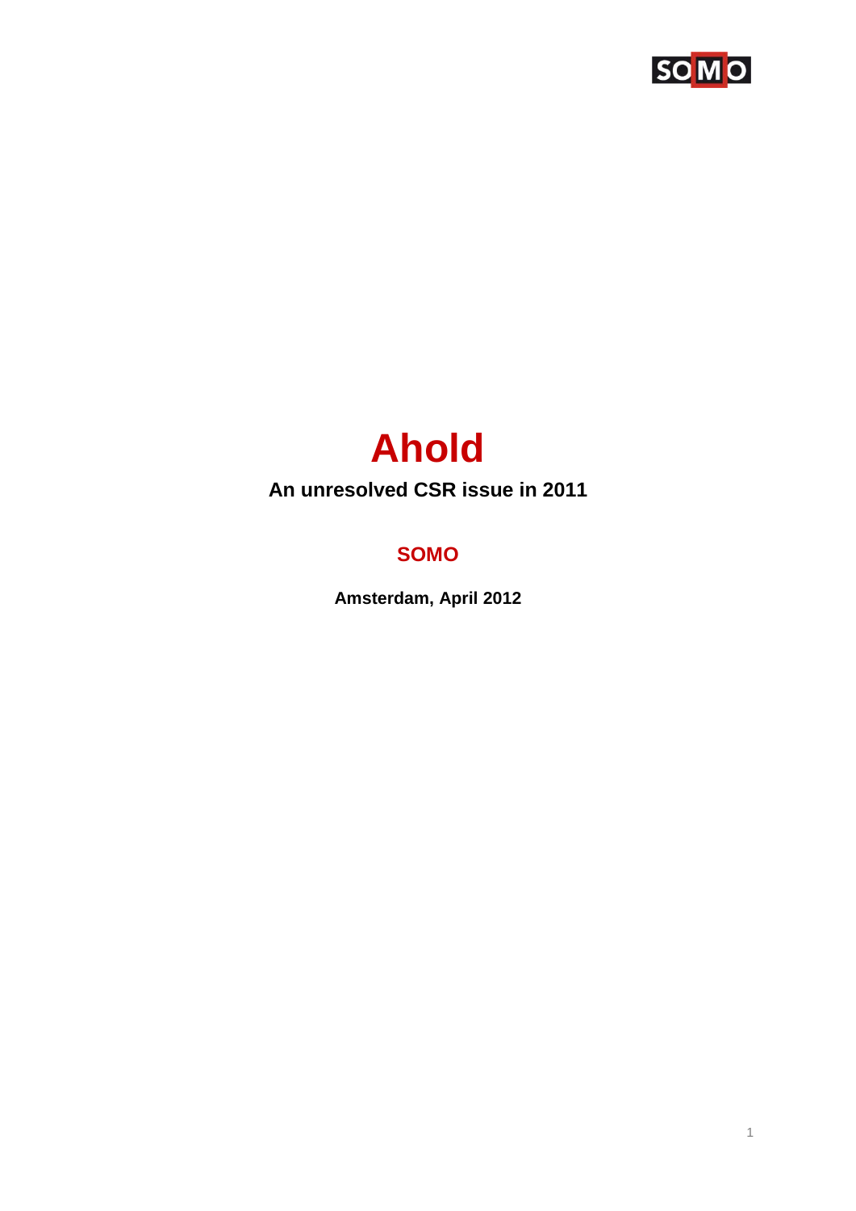# Ahold

**An unresolved CSR issue in 2011**

**SOMO**

**Amsterdam, April 2012**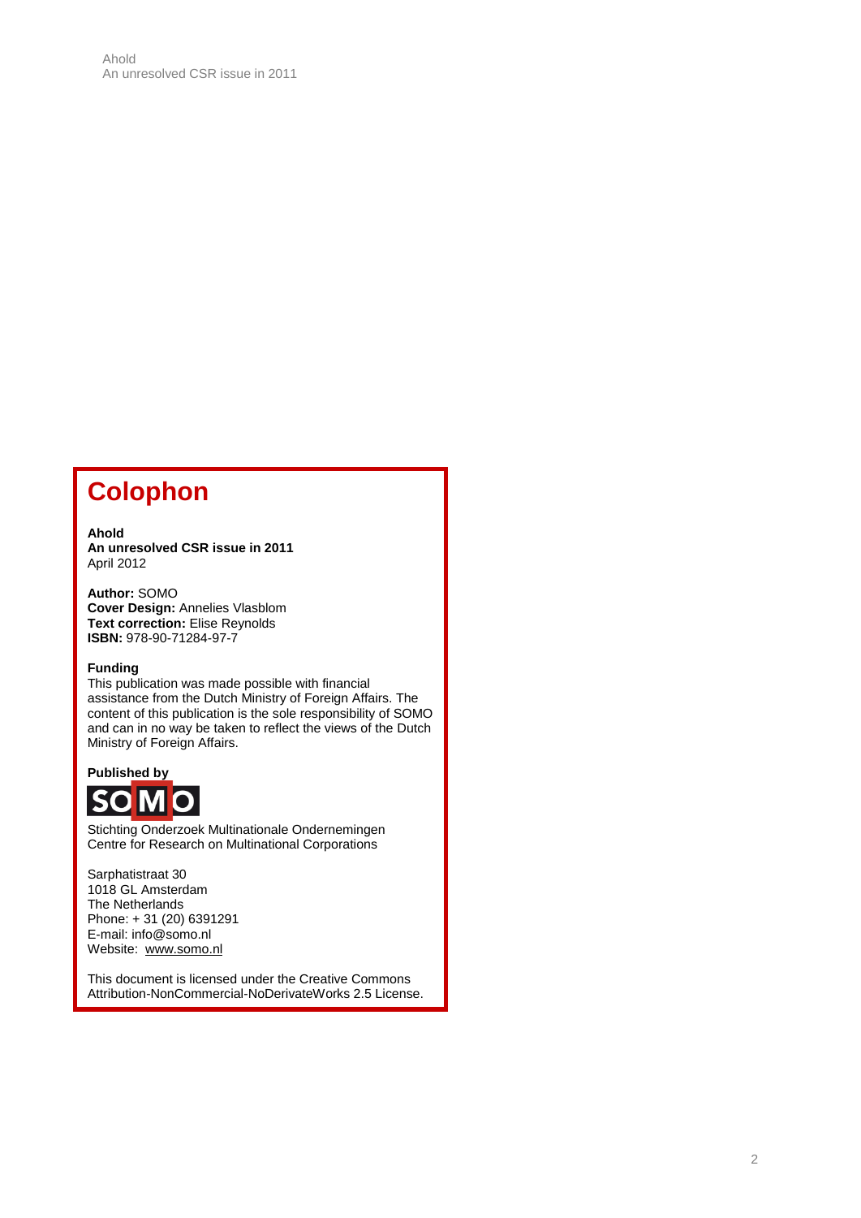# Colophon

**Ahold**
**An unresolved CSR issue in 2011**
April 2012

**Author:** SOMO
**Cover Design:** Annelies Vlasblom
**Text correction:** Elise Reynolds
**ISBN:** 978-90-71284-97-7

**Funding**
This publication was made possible with financial assistance from the Dutch Ministry of Foreign Affairs. The content of this publication is the sole responsibility of SOMO and can in no way be taken to reflect the views of the Dutch Ministry of Foreign Affairs.

**Published by**

SOMO

Stichting Onderzoek Multinationale Ondernemingen
Centre for Research on Multinational Corporations

Sarphatistraat 30
1018 GL Amsterdam
The Netherlands
Phone: + 31 (20) 6391291
E-mail: info@somo.nl
Website: www.somo.nl

This document is licensed under the Creative Commons Attribution-NonCommercial-NoDerivateWorks 2.5 License.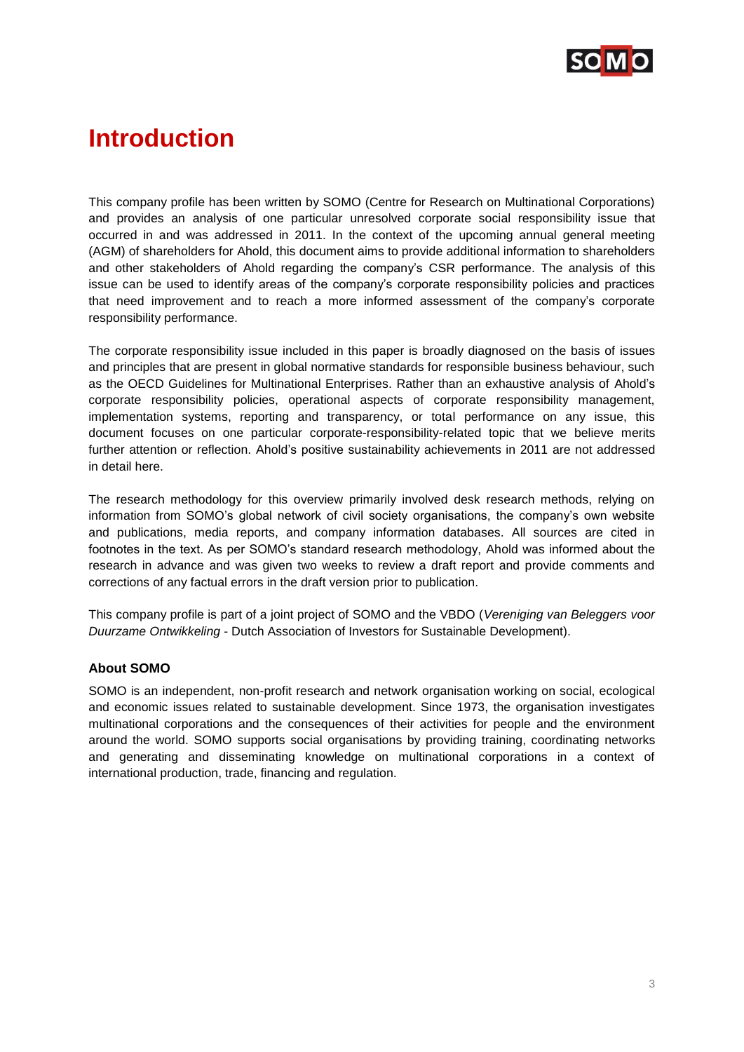# Introduction

This company profile has been written by SOMO (Centre for Research on Multinational Corporations) and provides an analysis of one particular unresolved corporate social responsibility issue that occurred in and was addressed in 2011. In the context of the upcoming annual general meeting (AGM) of shareholders for Ahold, this document aims to provide additional information to shareholders and other stakeholders of Ahold regarding the company's CSR performance. The analysis of this issue can be used to identify areas of the company's corporate responsibility policies and practices that need improvement and to reach a more informed assessment of the company's corporate responsibility performance.

The corporate responsibility issue included in this paper is broadly diagnosed on the basis of issues and principles that are present in global normative standards for responsible business behaviour, such as the OECD Guidelines for Multinational Enterprises. Rather than an exhaustive analysis of Ahold's corporate responsibility policies, operational aspects of corporate responsibility management, implementation systems, reporting and transparency, or total performance on any issue, this document focuses on one particular corporate-responsibility-related topic that we believe merits further attention or reflection. Ahold's positive sustainability achievements in 2011 are not addressed in detail here.

The research methodology for this overview primarily involved desk research methods, relying on information from SOMO's global network of civil society organisations, the company's own website and publications, media reports, and company information databases. All sources are cited in footnotes in the text. As per SOMO's standard research methodology, Ahold was informed about the research in advance and was given two weeks to review a draft report and provide comments and corrections of any factual errors in the draft version prior to publication.

This company profile is part of a joint project of SOMO and the VBDO (*Vereniging van Beleggers voor Duurzame Ontwikkeling* - Dutch Association of Investors for Sustainable Development).

### About SOMO

SOMO is an independent, non-profit research and network organisation working on social, ecological and economic issues related to sustainable development. Since 1973, the organisation investigates multinational corporations and the consequences of their activities for people and the environment around the world. SOMO supports social organisations by providing training, coordinating networks and generating and disseminating knowledge on multinational corporations in a context of international production, trade, financing and regulation.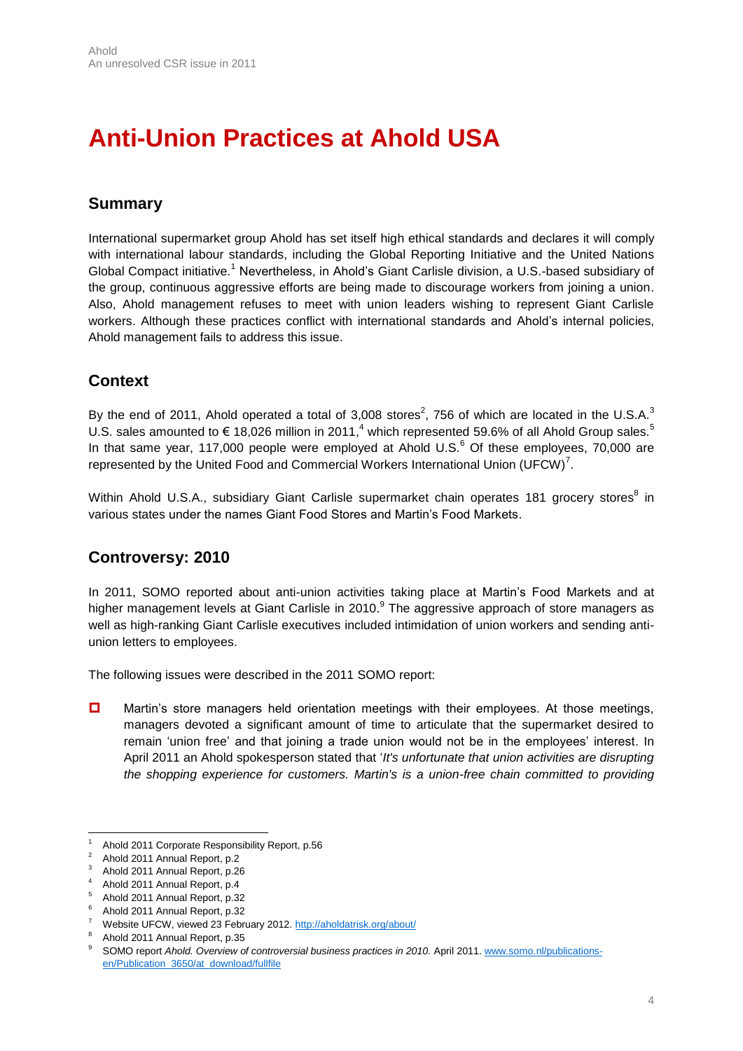# Anti-Union Practices at Ahold USA

## Summary

International supermarket group Ahold has set itself high ethical standards and declares it will comply with international labour standards, including the Global Reporting Initiative and the United Nations Global Compact initiative.[1] Nevertheless, in Ahold's Giant Carlisle division, a U.S.-based subsidiary of the group, continuous aggressive efforts are being made to discourage workers from joining a union. Also, Ahold management refuses to meet with union leaders wishing to represent Giant Carlisle workers. Although these practices conflict with international standards and Ahold's internal policies, Ahold management fails to address this issue.

## Context

By the end of 2011, Ahold operated a total of 3,008 stores[2], 756 of which are located in the U.S.A.[3] U.S. sales amounted to € 18,026 million in 2011,[4] which represented 59.6% of all Ahold Group sales.[5] In that same year, 117,000 people were employed at Ahold U.S.[6] Of these employees, 70,000 are represented by the United Food and Commercial Workers International Union (UFCW)[7].

Within Ahold U.S.A., subsidiary Giant Carlisle supermarket chain operates 181 grocery stores[8] in various states under the names Giant Food Stores and Martin's Food Markets.

## Controversy: 2010

In 2011, SOMO reported about anti-union activities taking place at Martin's Food Markets and at higher management levels at Giant Carlisle in 2010.[9] The aggressive approach of store managers as well as high-ranking Giant Carlisle executives included intimidation of union workers and sending anti-union letters to employees.

The following issues were described in the 2011 SOMO report:

- Martin's store managers held orientation meetings with their employees. At those meetings, managers devoted a significant amount of time to articulate that the supermarket desired to remain 'union free' and that joining a trade union would not be in the employees' interest. In April 2011 an Ahold spokesperson stated that '*It's unfortunate that union activities are disrupting the shopping experience for customers. Martin's is a union-free chain committed to providing*

---

[1] Ahold 2011 Corporate Responsibility Report, p.56
[2] Ahold 2011 Annual Report, p.2
[3] Ahold 2011 Annual Report, p.26
[4] Ahold 2011 Annual Report, p.4
[5] Ahold 2011 Annual Report, p.32
[6] Ahold 2011 Annual Report, p.32
[7] Website UFCW, viewed 23 February 2012. http://aholdatrisk.org/about/
[8] Ahold 2011 Annual Report, p.35
[9] SOMO report *Ahold. Overview of controversial business practices in 2010.* April 2011. www.somo.nl/publications-en/Publication_3650/at_download/fullfile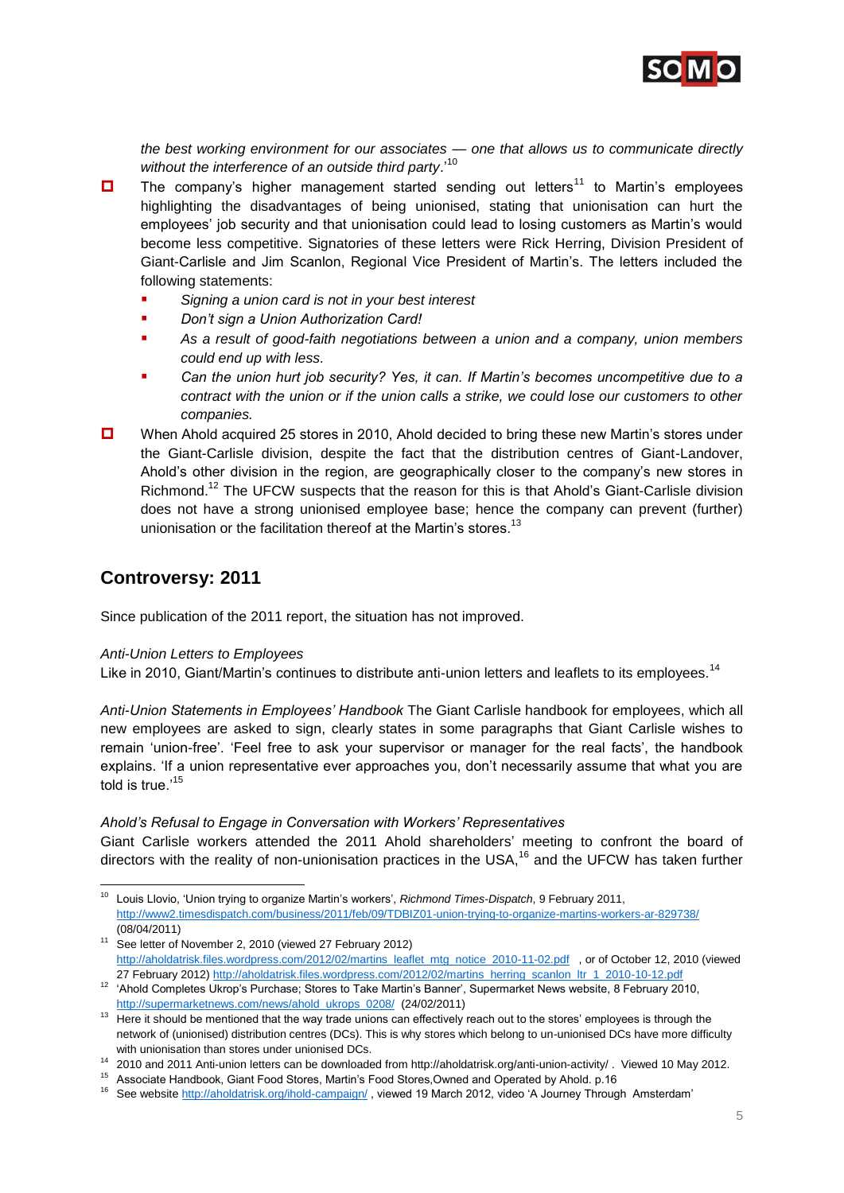*the best working environment for our associates — one that allows us to communicate directly without the interference of an outside third party*.'[10]

- The company's higher management started sending out letters[11] to Martin's employees highlighting the disadvantages of being unionised, stating that unionisation can hurt the employees' job security and that unionisation could lead to losing customers as Martin's would become less competitive. Signatories of these letters were Rick Herring, Division President of Giant-Carlisle and Jim Scanlon, Regional Vice President of Martin's. The letters included the following statements:
    - *Signing a union card is not in your best interest*
    - *Don't sign a Union Authorization Card!*
    - *As a result of good-faith negotiations between a union and a company, union members could end up with less.*
    - *Can the union hurt job security? Yes, it can. If Martin's becomes uncompetitive due to a contract with the union or if the union calls a strike, we could lose our customers to other companies.*
- When Ahold acquired 25 stores in 2010, Ahold decided to bring these new Martin's stores under the Giant-Carlisle division, despite the fact that the distribution centres of Giant-Landover, Ahold's other division in the region, are geographically closer to the company's new stores in Richmond.[12] The UFCW suspects that the reason for this is that Ahold's Giant-Carlisle division does not have a strong unionised employee base; hence the company can prevent (further) unionisation or the facilitation thereof at the Martin's stores.[13]

## Controversy: 2011

Since publication of the 2011 report, the situation has not improved.

*Anti-Union Letters to Employees*
Like in 2010, Giant/Martin's continues to distribute anti-union letters and leaflets to its employees.[14]

*Anti-Union Statements in Employees' Handbook* The Giant Carlisle handbook for employees, which all new employees are asked to sign, clearly states in some paragraphs that Giant Carlisle wishes to remain 'union-free'. 'Feel free to ask your supervisor or manager for the real facts', the handbook explains. 'If a union representative ever approaches you, don't necessarily assume that what you are told is true.'[15]

*Ahold's Refusal to Engage in Conversation with Workers' Representatives*
Giant Carlisle workers attended the 2011 Ahold shareholders' meeting to confront the board of directors with the reality of non-unionisation practices in the USA,[16] and the UFCW has taken further

---

[10] Louis Llovio, 'Union trying to organize Martin's workers', *Richmond Times-Dispatch*, 9 February 2011, http://www2.timesdispatch.com/business/2011/feb/09/TDBIZ01-union-trying-to-organize-martins-workers-ar-829738/ (08/04/2011)

[11] See letter of November 2, 2010 (viewed 27 February 2012) http://aholdatrisk.files.wordpress.com/2012/02/martins_leaflet_mtg_notice_2010-11-02.pdf , or of October 12, 2010 (viewed 27 February 2012) http://aholdatrisk.files.wordpress.com/2012/02/martins_herring_scanlon_ltr_1_2010-10-12.pdf

[12] 'Ahold Completes Ukrop's Purchase; Stores to Take Martin's Banner', Supermarket News website, 8 February 2010, http://supermarketnews.com/news/ahold_ukrops_0208/ (24/02/2011)

[13] Here it should be mentioned that the way trade unions can effectively reach out to the stores' employees is through the network of (unionised) distribution centres (DCs). This is why stores which belong to un-unionised DCs have more difficulty with unionisation than stores under unionised DCs.

[14] 2010 and 2011 Anti-union letters can be downloaded from http://aholdatrisk.org/anti-union-activity/ . Viewed 10 May 2012.

[15] Associate Handbook, Giant Food Stores, Martin's Food Stores,Owned and Operated by Ahold. p.16

[16] See website http://aholdatrisk.org/ihold-campaign/ , viewed 19 March 2012, video 'A Journey Through Amsterdam'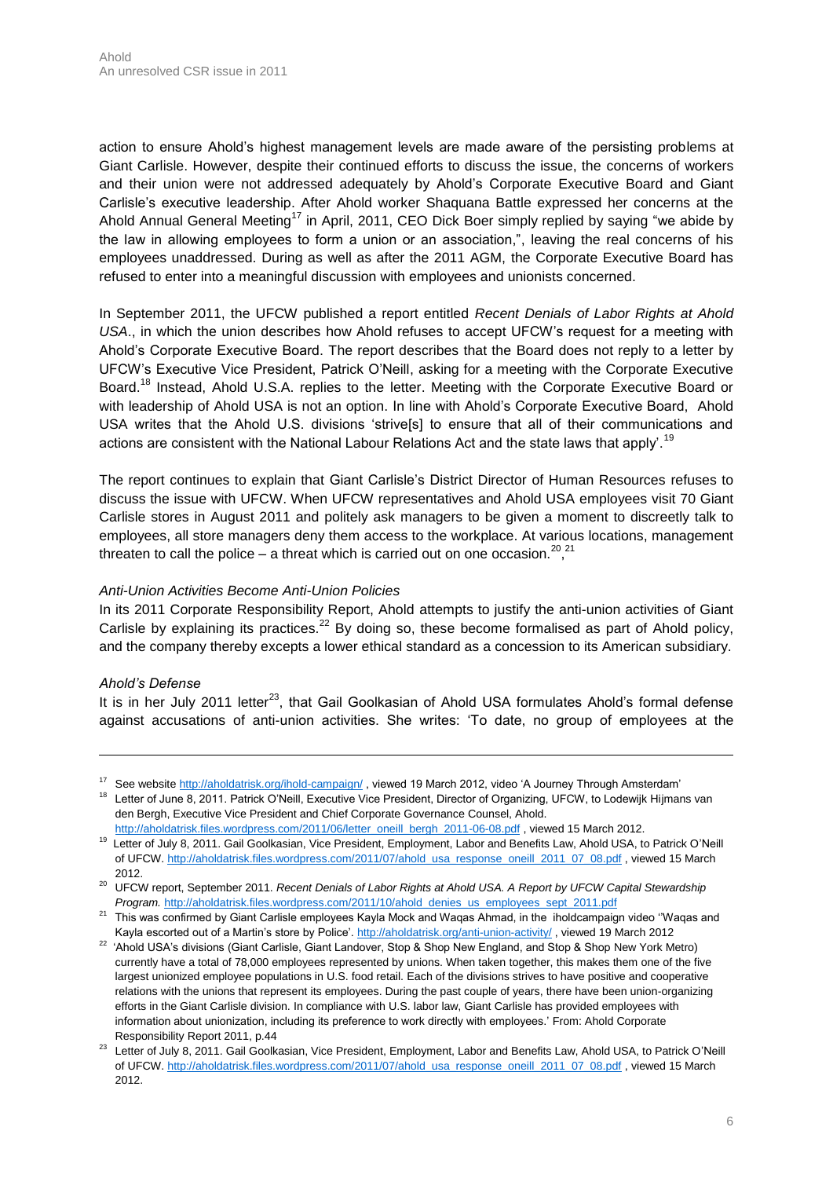action to ensure Ahold's highest management levels are made aware of the persisting problems at Giant Carlisle. However, despite their continued efforts to discuss the issue, the concerns of workers and their union were not addressed adequately by Ahold's Corporate Executive Board and Giant Carlisle's executive leadership. After Ahold worker Shaquana Battle expressed her concerns at the Ahold Annual General Meeting[17] in April, 2011, CEO Dick Boer simply replied by saying "we abide by the law in allowing employees to form a union or an association,", leaving the real concerns of his employees unaddressed. During as well as after the 2011 AGM, the Corporate Executive Board has refused to enter into a meaningful discussion with employees and unionists concerned.

In September 2011, the UFCW published a report entitled *Recent Denials of Labor Rights at Ahold USA*., in which the union describes how Ahold refuses to accept UFCW's request for a meeting with Ahold's Corporate Executive Board. The report describes that the Board does not reply to a letter by UFCW's Executive Vice President, Patrick O'Neill, asking for a meeting with the Corporate Executive Board.[18] Instead, Ahold U.S.A. replies to the letter. Meeting with the Corporate Executive Board or with leadership of Ahold USA is not an option. In line with Ahold's Corporate Executive Board, Ahold USA writes that the Ahold U.S. divisions 'strive[s] to ensure that all of their communications and actions are consistent with the National Labour Relations Act and the state laws that apply'.[19]

The report continues to explain that Giant Carlisle's District Director of Human Resources refuses to discuss the issue with UFCW. When UFCW representatives and Ahold USA employees visit 70 Giant Carlisle stores in August 2011 and politely ask managers to be given a moment to discreetly talk to employees, all store managers deny them access to the workplace. At various locations, management threaten to call the police – a threat which is carried out on one occasion.[20],[21]

*Anti-Union Activities Become Anti-Union Policies*

In its 2011 Corporate Responsibility Report, Ahold attempts to justify the anti-union activities of Giant Carlisle by explaining its practices.[22] By doing so, these become formalised as part of Ahold policy, and the company thereby excepts a lower ethical standard as a concession to its American subsidiary.

*Ahold's Defense*

It is in her July 2011 letter[23], that Gail Goolkasian of Ahold USA formulates Ahold's formal defense against accusations of anti-union activities. She writes: 'To date, no group of employees at the

---

[17] See website http://aholdatrisk.org/ihold-campaign/ , viewed 19 March 2012, video 'A Journey Through Amsterdam'

[18] Letter of June 8, 2011. Patrick O'Neill, Executive Vice President, Director of Organizing, UFCW, to Lodewijk Hijmans van den Bergh, Executive Vice President and Chief Corporate Governance Counsel, Ahold. http://aholdatrisk.files.wordpress.com/2011/06/letter_oneill_bergh_2011-06-08.pdf , viewed 15 March 2012.

[19] Letter of July 8, 2011. Gail Goolkasian, Vice President, Employment, Labor and Benefits Law, Ahold USA, to Patrick O'Neill of UFCW. http://aholdatrisk.files.wordpress.com/2011/07/ahold_usa_response_oneill_2011_07_08.pdf , viewed 15 March 2012.

[20] UFCW report, September 2011. *Recent Denials of Labor Rights at Ahold USA. A Report by UFCW Capital Stewardship Program.* http://aholdatrisk.files.wordpress.com/2011/10/ahold_denies_us_employees_sept_2011.pdf

[21] This was confirmed by Giant Carlisle employees Kayla Mock and Waqas Ahmad, in the iholdcampaign video ''Waqas and Kayla escorted out of a Martin's store by Police'. http://aholdatrisk.org/anti-union-activity/ , viewed 19 March 2012

[22] 'Ahold USA's divisions (Giant Carlisle, Giant Landover, Stop & Shop New England, and Stop & Shop New York Metro) currently have a total of 78,000 employees represented by unions. When taken together, this makes them one of the five largest unionized employee populations in U.S. food retail. Each of the divisions strives to have positive and cooperative relations with the unions that represent its employees. During the past couple of years, there have been union-organizing efforts in the Giant Carlisle division. In compliance with U.S. labor law, Giant Carlisle has provided employees with information about unionization, including its preference to work directly with employees.' From: Ahold Corporate Responsibility Report 2011, p.44

[23] Letter of July 8, 2011. Gail Goolkasian, Vice President, Employment, Labor and Benefits Law, Ahold USA, to Patrick O'Neill of UFCW. http://aholdatrisk.files.wordpress.com/2011/07/ahold_usa_response_oneill_2011_07_08.pdf , viewed 15 March 2012.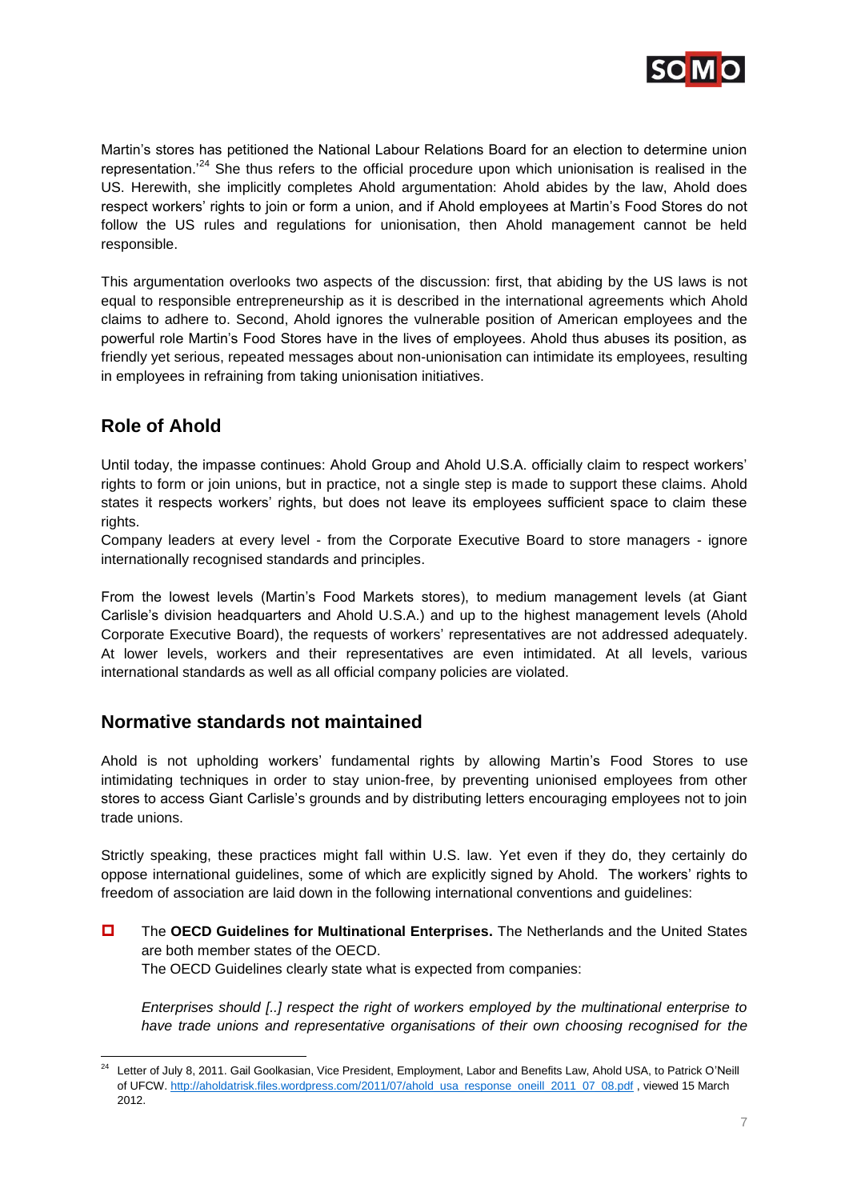Martin's stores has petitioned the National Labour Relations Board for an election to determine union representation.'[24] She thus refers to the official procedure upon which unionisation is realised in the US. Herewith, she implicitly completes Ahold argumentation: Ahold abides by the law, Ahold does respect workers' rights to join or form a union, and if Ahold employees at Martin's Food Stores do not follow the US rules and regulations for unionisation, then Ahold management cannot be held responsible.

This argumentation overlooks two aspects of the discussion: first, that abiding by the US laws is not equal to responsible entrepreneurship as it is described in the international agreements which Ahold claims to adhere to. Second, Ahold ignores the vulnerable position of American employees and the powerful role Martin's Food Stores have in the lives of employees. Ahold thus abuses its position, as friendly yet serious, repeated messages about non-unionisation can intimidate its employees, resulting in employees in refraining from taking unionisation initiatives.

## Role of Ahold

Until today, the impasse continues: Ahold Group and Ahold U.S.A. officially claim to respect workers' rights to form or join unions, but in practice, not a single step is made to support these claims. Ahold states it respects workers' rights, but does not leave its employees sufficient space to claim these rights.

Company leaders at every level - from the Corporate Executive Board to store managers - ignore internationally recognised standards and principles.

From the lowest levels (Martin's Food Markets stores), to medium management levels (at Giant Carlisle's division headquarters and Ahold U.S.A.) and up to the highest management levels (Ahold Corporate Executive Board), the requests of workers' representatives are not addressed adequately. At lower levels, workers and their representatives are even intimidated. At all levels, various international standards as well as all official company policies are violated.

## Normative standards not maintained

Ahold is not upholding workers' fundamental rights by allowing Martin's Food Stores to use intimidating techniques in order to stay union-free, by preventing unionised employees from other stores to access Giant Carlisle's grounds and by distributing letters encouraging employees not to join trade unions.

Strictly speaking, these practices might fall within U.S. law. Yet even if they do, they certainly do oppose international guidelines, some of which are explicitly signed by Ahold. The workers' rights to freedom of association are laid down in the following international conventions and guidelines:

- The **OECD Guidelines for Multinational Enterprises.** The Netherlands and the United States are both member states of the OECD.
  The OECD Guidelines clearly state what is expected from companies:

  *Enterprises should [..] respect the right of workers employed by the multinational enterprise to have trade unions and representative organisations of their own choosing recognised for the*

[24] Letter of July 8, 2011. Gail Goolkasian, Vice President, Employment, Labor and Benefits Law, Ahold USA, to Patrick O'Neill of UFCW. http://aholdatrisk.files.wordpress.com/2011/07/ahold_usa_response_oneill_2011_07_08.pdf , viewed 15 March 2012.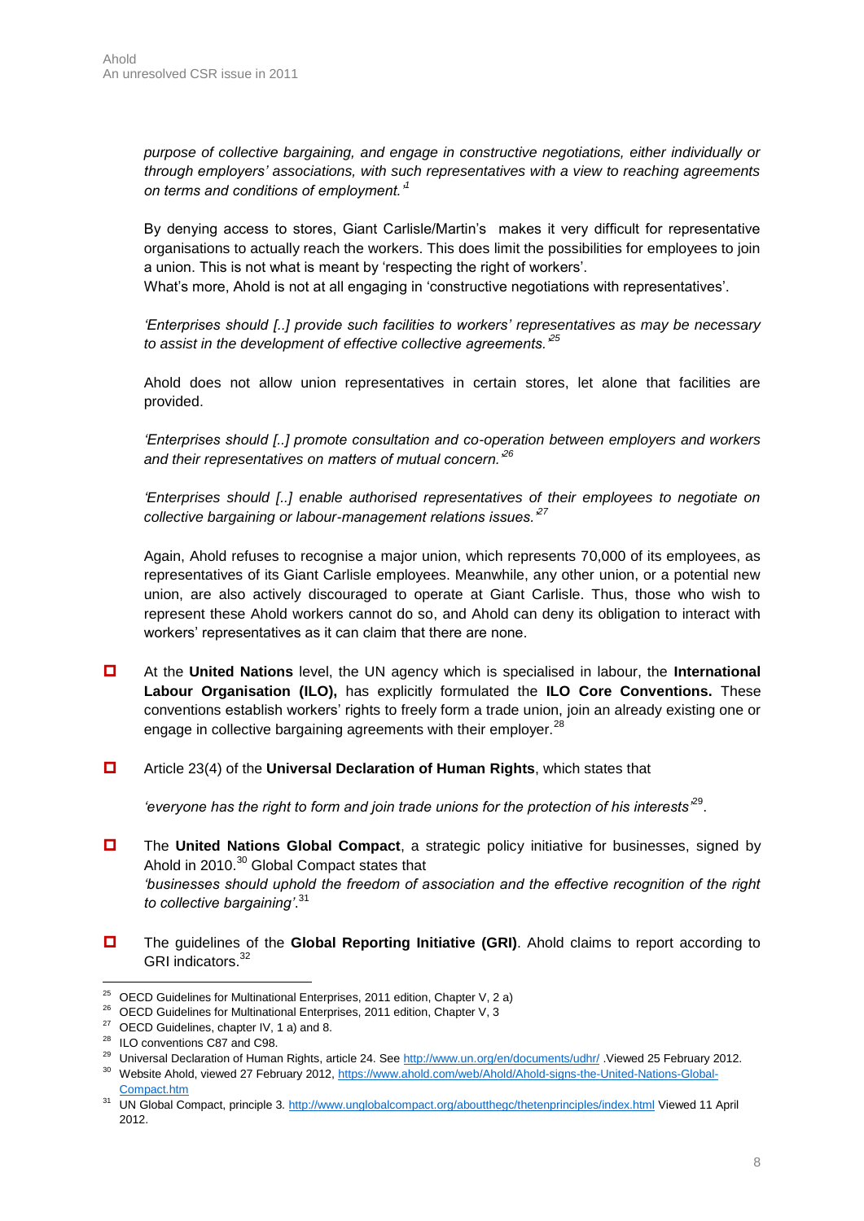*purpose of collective bargaining, and engage in constructive negotiations, either individually or through employers' associations, with such representatives with a view to reaching agreements on terms and conditions of employment.'*[1]

By denying access to stores, Giant Carlisle/Martin's makes it very difficult for representative organisations to actually reach the workers. This does limit the possibilities for employees to join a union. This is not what is meant by 'respecting the right of workers'.
What's more, Ahold is not at all engaging in 'constructive negotiations with representatives'.

*'Enterprises should [..] provide such facilities to workers' representatives as may be necessary to assist in the development of effective collective agreements.'*[25]

Ahold does not allow union representatives in certain stores, let alone that facilities are provided.

*'Enterprises should [..] promote consultation and co-operation between employers and workers and their representatives on matters of mutual concern.'*[26]

*'Enterprises should [..] enable authorised representatives of their employees to negotiate on collective bargaining or labour-management relations issues.'*[27]

Again, Ahold refuses to recognise a major union, which represents 70,000 of its employees, as representatives of its Giant Carlisle employees. Meanwhile, any other union, or a potential new union, are also actively discouraged to operate at Giant Carlisle. Thus, those who wish to represent these Ahold workers cannot do so, and Ahold can deny its obligation to interact with workers' representatives as it can claim that there are none.

- At the **United Nations** level, the UN agency which is specialised in labour, the **International Labour Organisation (ILO),** has explicitly formulated the **ILO Core Conventions.** These conventions establish workers' rights to freely form a trade union, join an already existing one or engage in collective bargaining agreements with their employer.[28]

- Article 23(4) of the **Universal Declaration of Human Rights**, which states that

  *'everyone has the right to form and join trade unions for the protection of his interests'*[29].

- The **United Nations Global Compact**, a strategic policy initiative for businesses, signed by Ahold in 2010.[30] Global Compact states that
  *'businesses should uphold the freedom of association and the effective recognition of the right to collective bargaining'*.[31]

- The guidelines of the **Global Reporting Initiative (GRI)**. Ahold claims to report according to GRI indicators.[32]

---

[25] OECD Guidelines for Multinational Enterprises, 2011 edition, Chapter V, 2 a)

[26] OECD Guidelines for Multinational Enterprises, 2011 edition, Chapter V, 3

[27] OECD Guidelines, chapter IV, 1 a) and 8.

[28] ILO conventions C87 and C98.

[29] Universal Declaration of Human Rights, article 24. See http://www.un.org/en/documents/udhr/ .Viewed 25 February 2012.

[30] Website Ahold, viewed 27 February 2012, https://www.ahold.com/web/Ahold/Ahold-signs-the-United-Nations-Global-Compact.htm

[31] UN Global Compact, principle 3. http://www.unglobalcompact.org/aboutthegc/thetenprinciples/index.html Viewed 11 April 2012.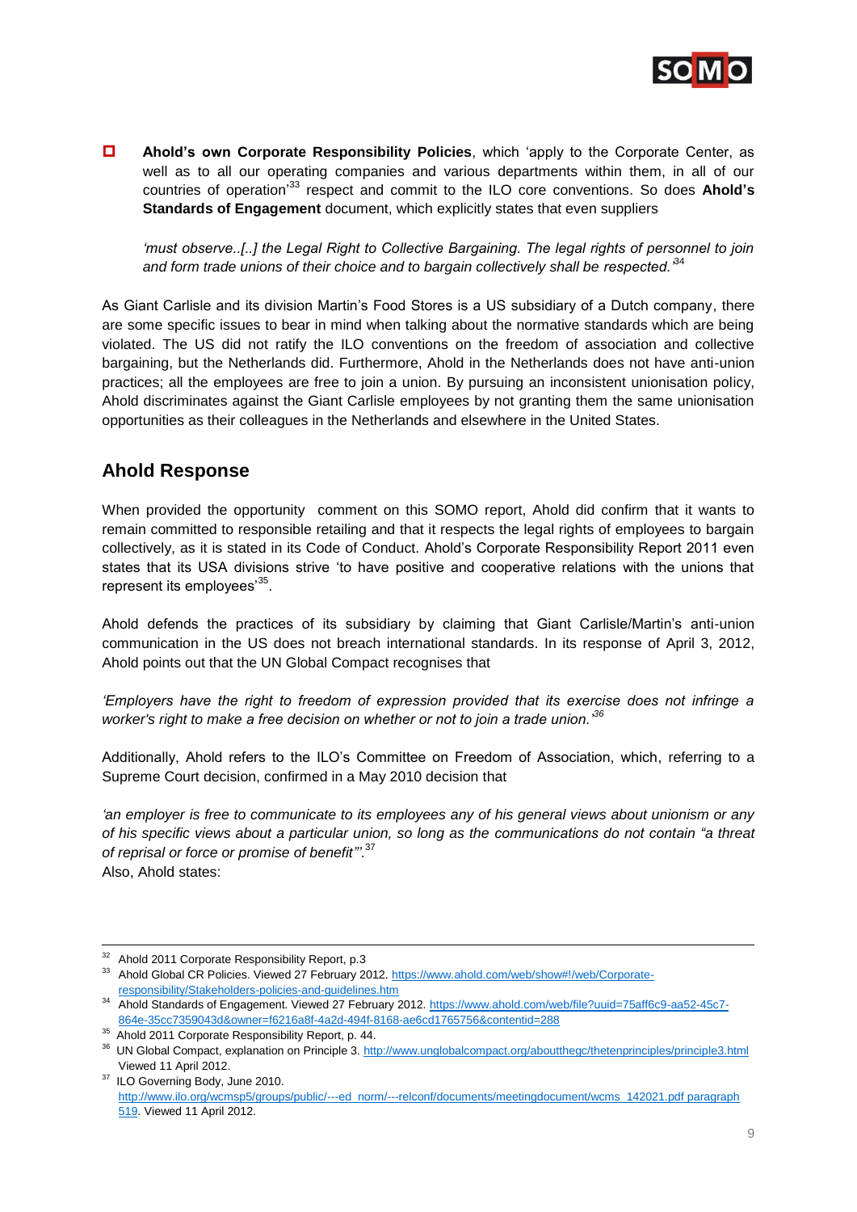- **Ahold's own Corporate Responsibility Policies**, which 'apply to the Corporate Center, as well as to all our operating companies and various departments within them, in all of our countries of operation'[33] respect and commit to the ILO core conventions. So does **Ahold's Standards of Engagement** document, which explicitly states that even suppliers

  *'must observe..[..] the Legal Right to Collective Bargaining. The legal rights of personnel to join and form trade unions of their choice and to bargain collectively shall be respected.'*[34]

As Giant Carlisle and its division Martin's Food Stores is a US subsidiary of a Dutch company, there are some specific issues to bear in mind when talking about the normative standards which are being violated. The US did not ratify the ILO conventions on the freedom of association and collective bargaining, but the Netherlands did. Furthermore, Ahold in the Netherlands does not have anti-union practices; all the employees are free to join a union. By pursuing an inconsistent unionisation policy, Ahold discriminates against the Giant Carlisle employees by not granting them the same unionisation opportunities as their colleagues in the Netherlands and elsewhere in the United States.

## Ahold Response

When provided the opportunity comment on this SOMO report, Ahold did confirm that it wants to remain committed to responsible retailing and that it respects the legal rights of employees to bargain collectively, as it is stated in its Code of Conduct. Ahold's Corporate Responsibility Report 2011 even states that its USA divisions strive 'to have positive and cooperative relations with the unions that represent its employees'[35].

Ahold defends the practices of its subsidiary by claiming that Giant Carlisle/Martin's anti-union communication in the US does not breach international standards. In its response of April 3, 2012, Ahold points out that the UN Global Compact recognises that

*'Employers have the right to freedom of expression provided that its exercise does not infringe a worker's right to make a free decision on whether or not to join a trade union.'*[36]

Additionally, Ahold refers to the ILO's Committee on Freedom of Association, which, referring to a Supreme Court decision, confirmed in a May 2010 decision that

*'an employer is free to communicate to its employees any of his general views about unionism or any of his specific views about a particular union, so long as the communications do not contain "a threat of reprisal or force or promise of benefit"'.*[37]

Also, Ahold states:

---

[32] Ahold 2011 Corporate Responsibility Report, p.3

[33] Ahold Global CR Policies. Viewed 27 February 2012. https://www.ahold.com/web/show#!/web/Corporate-responsibility/Stakeholders-policies-and-guidelines.htm

[34] Ahold Standards of Engagement. Viewed 27 February 2012. https://www.ahold.com/web/file?uuid=75aff6c9-aa52-45c7-864e-35cc7359043d&owner=f6216a8f-4a2d-494f-8168-ae6cd1765756&contentid=288

[35] Ahold 2011 Corporate Responsibility Report, p. 44.

[36] UN Global Compact, explanation on Principle 3. http://www.unglobalcompact.org/aboutthegc/thetenprinciples/principle3.html Viewed 11 April 2012.

[37] ILO Governing Body, June 2010. http://www.ilo.org/wcmsp5/groups/public/---ed_norm/---relconf/documents/meetingdocument/wcms_142021.pdf paragraph 519. Viewed 11 April 2012.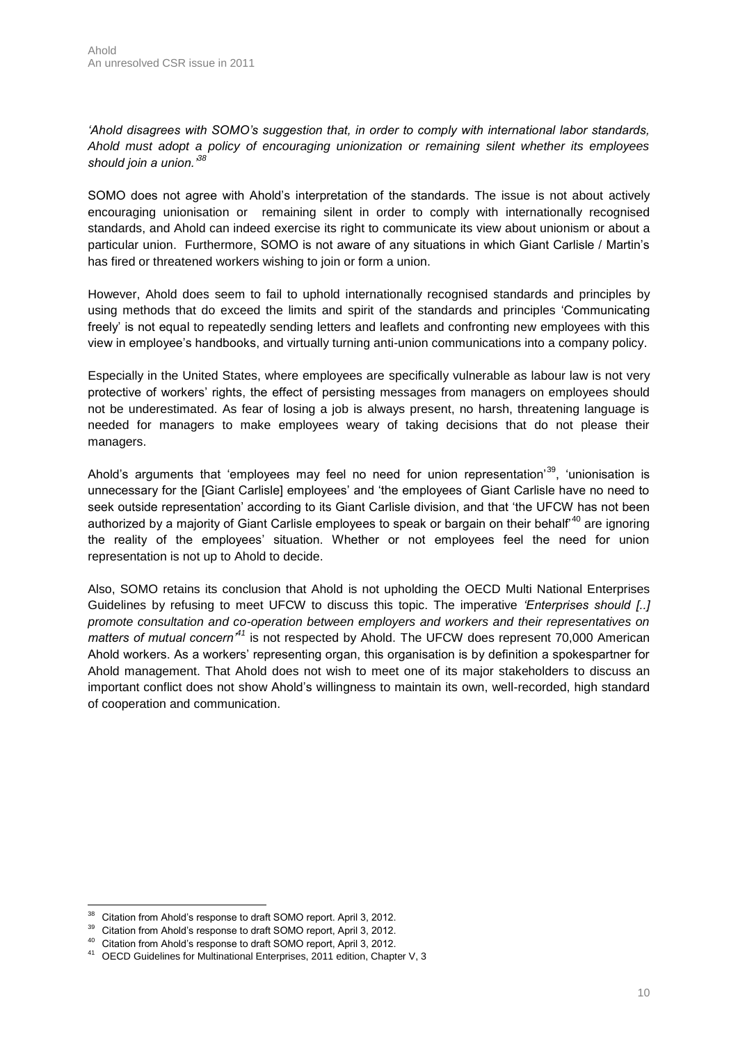*'Ahold disagrees with SOMO's suggestion that, in order to comply with international labor standards, Ahold must adopt a policy of encouraging unionization or remaining silent whether its employees should join a union.'*[38]

SOMO does not agree with Ahold's interpretation of the standards. The issue is not about actively encouraging unionisation or remaining silent in order to comply with internationally recognised standards, and Ahold can indeed exercise its right to communicate its view about unionism or about a particular union. Furthermore, SOMO is not aware of any situations in which Giant Carlisle / Martin's has fired or threatened workers wishing to join or form a union.

However, Ahold does seem to fail to uphold internationally recognised standards and principles by using methods that do exceed the limits and spirit of the standards and principles 'Communicating freely' is not equal to repeatedly sending letters and leaflets and confronting new employees with this view in employee's handbooks, and virtually turning anti-union communications into a company policy.

Especially in the United States, where employees are specifically vulnerable as labour law is not very protective of workers' rights, the effect of persisting messages from managers on employees should not be underestimated. As fear of losing a job is always present, no harsh, threatening language is needed for managers to make employees weary of taking decisions that do not please their managers.

Ahold's arguments that 'employees may feel no need for union representation'[39], 'unionisation is unnecessary for the [Giant Carlisle] employees' and 'the employees of Giant Carlisle have no need to seek outside representation' according to its Giant Carlisle division, and that 'the UFCW has not been authorized by a majority of Giant Carlisle employees to speak or bargain on their behalf'[40] are ignoring the reality of the employees' situation. Whether or not employees feel the need for union representation is not up to Ahold to decide.

Also, SOMO retains its conclusion that Ahold is not upholding the OECD Multi National Enterprises Guidelines by refusing to meet UFCW to discuss this topic. The imperative *'Enterprises should [..] promote consultation and co-operation between employers and workers and their representatives on matters of mutual concern'*[41] is not respected by Ahold. The UFCW does represent 70,000 American Ahold workers. As a workers' representing organ, this organisation is by definition a spokespartner for Ahold management. That Ahold does not wish to meet one of its major stakeholders to discuss an important conflict does not show Ahold's willingness to maintain its own, well-recorded, high standard of cooperation and communication.

---

[38] Citation from Ahold's response to draft SOMO report. April 3, 2012.

[39] Citation from Ahold's response to draft SOMO report, April 3, 2012.

[40] Citation from Ahold's response to draft SOMO report, April 3, 2012.

[41] OECD Guidelines for Multinational Enterprises, 2011 edition, Chapter V, 3